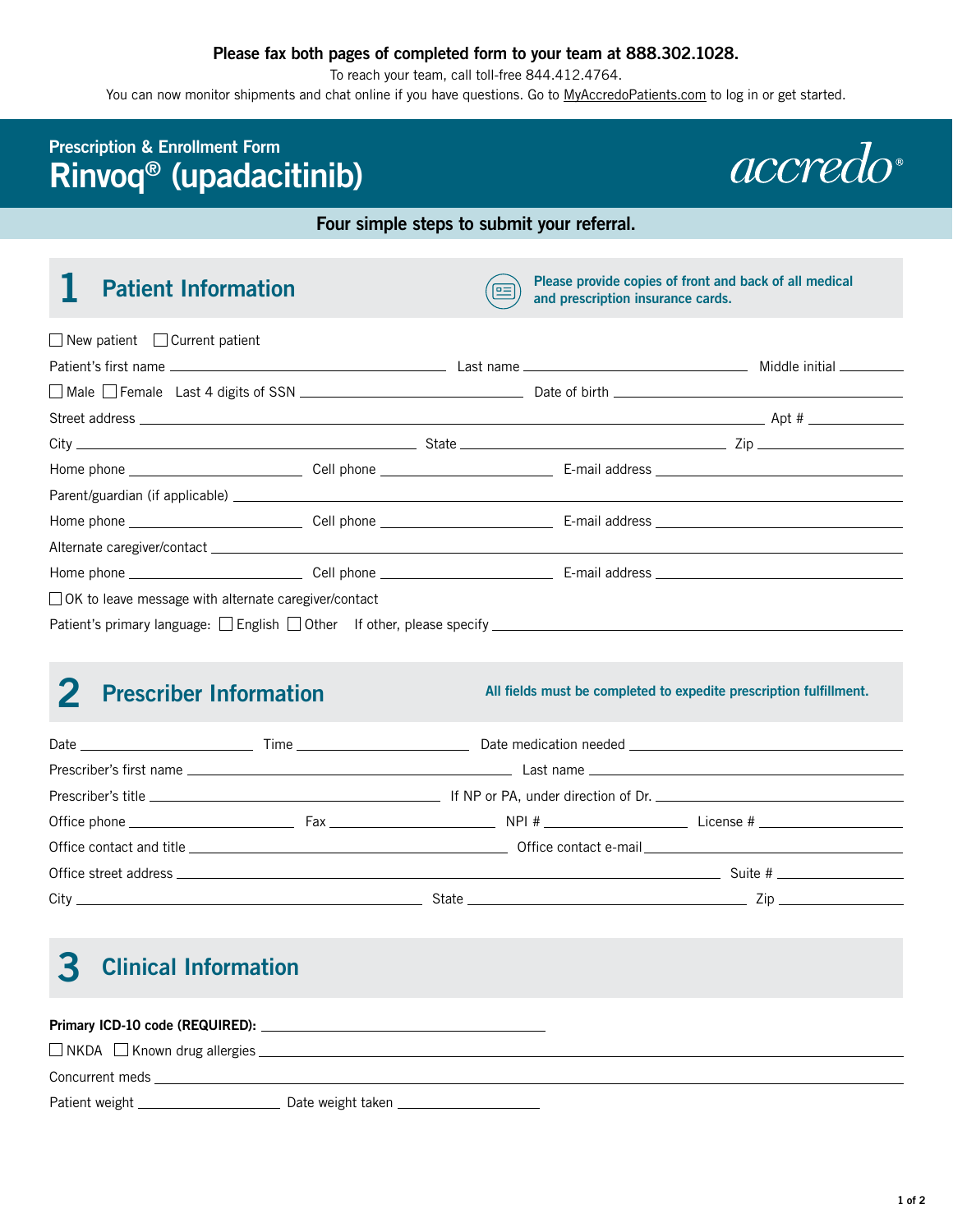**Please fax both pages of completed form to your team at 888.302.1028.**

To reach your team, call toll-free 844.412.4764.

You can now monitor shipments and chat online if you have questions. Go to MyAccredoPatients.com to log in or get started.

Prescription & Enrollment Form

# Rinvoq® (upadacitinib)

accredo®

**Four simple steps to submit your referral.**

## 1 Patient Information

**Please provide copies of front and back of all medical and prescription insurance cards.**

☐ New patient ☐ Current patient

Patient's first name ______ Last name ______ Middle initial ______

☐ Male ☐ Female Last 4 digits of SSN ______ Date of birth ______

Street address ______ Apt # ______

City ______ State ______ Zip ______

Home phone ______ Cell phone ______ E-mail address ______

Parent/guardian (if applicable) ______

Home phone ______ Cell phone ______ E-mail address ______

Alternate caregiver/contact ______

Home phone ______ Cell phone ______ E-mail address ______

☐ OK to leave message with alternate caregiver/contact

Patient's primary language: ☐ English ☐ Other If other, please specify ______

## 2 Prescriber Information

**All fields must be completed to expedite prescription fulfillment.**

Date ______ Time ______ Date medication needed ______

Prescriber's first name ______ Last name ______

Prescriber's title ______ If NP or PA, under direction of Dr. ______

Office phone ______ Fax ______ NPI # ______ License # ______

Office contact and title ______ Office contact e-mail ______

Office street address ______ Suite # ______

City ______ State ______ Zip ______

## 3 Clinical Information

**Primary ICD-10 code (REQUIRED):** ______

☐ NKDA ☐ Known drug allergies ______

Concurrent meds ______

Patient weight ______ Date weight taken ______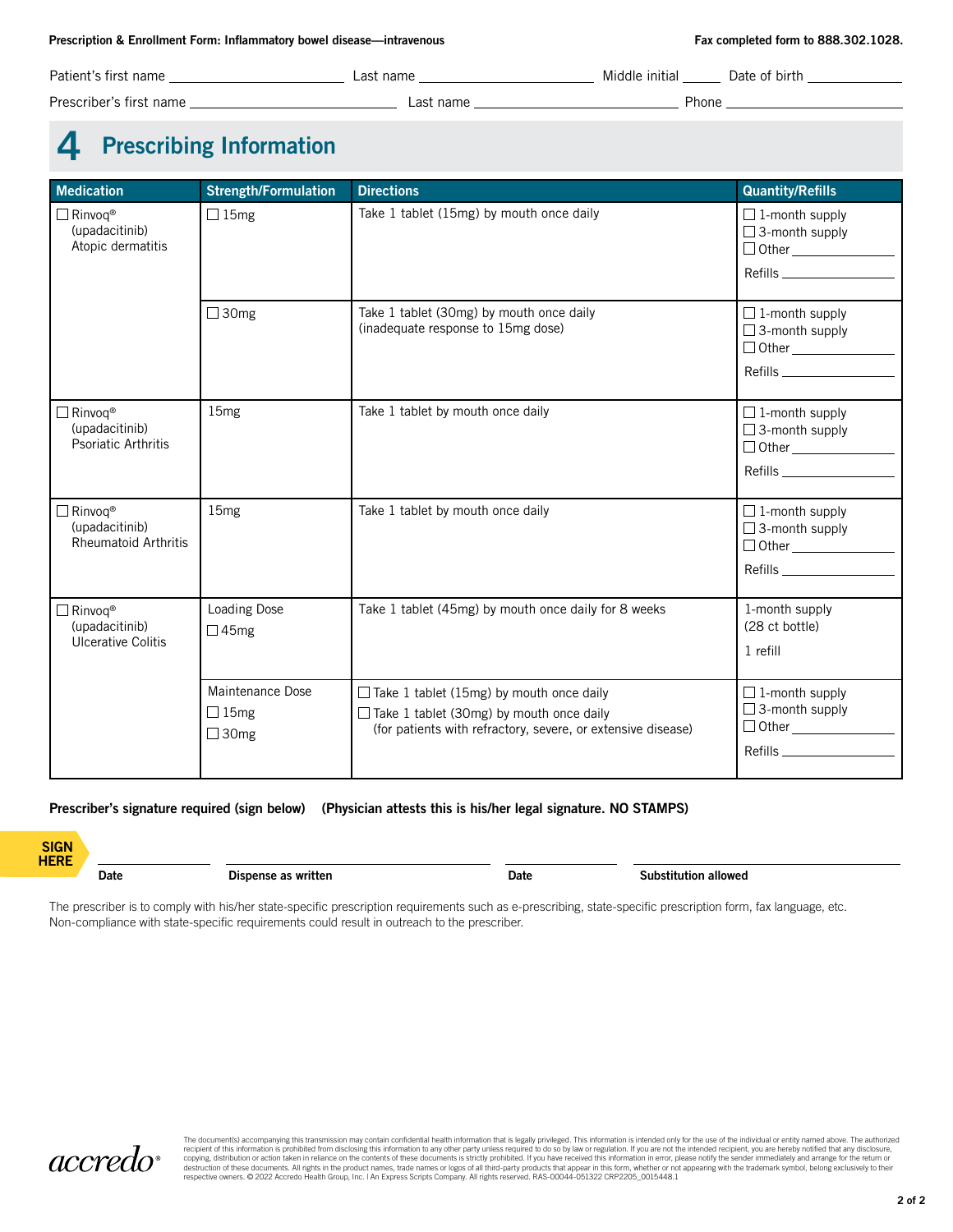**Prescription & Enrollment Form: Inflammatory bowel disease—intravenous**

**Fax completed form to 888.302.1028.**

Patient's first name ______________ Last name ______________ Middle initial _____ Date of birth __________

Prescriber's first name ______________ Last name ______________ Phone ______________

## 4 Prescribing Information

| Medication | Strength/Formulation | Directions | Quantity/Refills |
|---|---|---|---|
| ☐ Rinvoq® (upadacitinib) Atopic dermatitis | ☐ 15mg | Take 1 tablet (15mg) by mouth once daily | ☐ 1-month supply ☐ 3-month supply ☐ Other ________ Refills ________ |
| | ☐ 30mg | Take 1 tablet (30mg) by mouth once daily (inadequate response to 15mg dose) | ☐ 1-month supply ☐ 3-month supply ☐ Other ________ Refills ________ |
| ☐ Rinvoq® (upadacitinib) Psoriatic Arthritis | 15mg | Take 1 tablet by mouth once daily | ☐ 1-month supply ☐ 3-month supply ☐ Other ________ Refills ________ |
| ☐ Rinvoq® (upadacitinib) Rheumatoid Arthritis | 15mg | Take 1 tablet by mouth once daily | ☐ 1-month supply ☐ 3-month supply ☐ Other ________ Refills ________ |
| ☐ Rinvoq® (upadacitinib) Ulcerative Colitis | Loading Dose ☐ 45mg | Take 1 tablet (45mg) by mouth once daily for 8 weeks | 1-month supply (28 ct bottle) 1 refill |
| | Maintenance Dose ☐ 15mg ☐ 30mg | ☐ Take 1 tablet (15mg) by mouth once daily ☐ Take 1 tablet (30mg) by mouth once daily (for patients with refractory, severe, or extensive disease) | ☐ 1-month supply ☐ 3-month supply ☐ Other ________ Refills ________ |

**Prescriber's signature required (sign below) (Physician attests this is his/her legal signature. NO STAMPS)**

**SIGN HERE**

________ **Date** ________________ **Dispense as written** ________ **Date** ________________ **Substitution allowed**

The prescriber is to comply with his/her state-specific prescription requirements such as e-prescribing, state-specific prescription form, fax language, etc. Non-compliance with state-specific requirements could result in outreach to the prescriber.

accredo®

The document(s) accompanying this transmission may contain confidential health information that is legally privileged. This information is intended only for the use of the individual or entity named above. The authorized recipient of this information is prohibited from disclosing this information to any other party unless required to do so by law or regulation. If you are not the intended recipient, you are hereby notified that any disclosure, copying, distribution or action taken in reliance on the contents of these documents is strictly prohibited. If you have received this information in error, please notify the sender immediately and arrange for the return or destruction of these documents. All rights in the product names, trade names or logos of all third-party products that appear in this form, whether or not appearing with the trademark symbol, belong exclusively to their respective owners. © 2022 Accredo Health Group, Inc. | An Express Scripts Company. All rights reserved. RAS-00044-051322 CRP2205_0015448.1